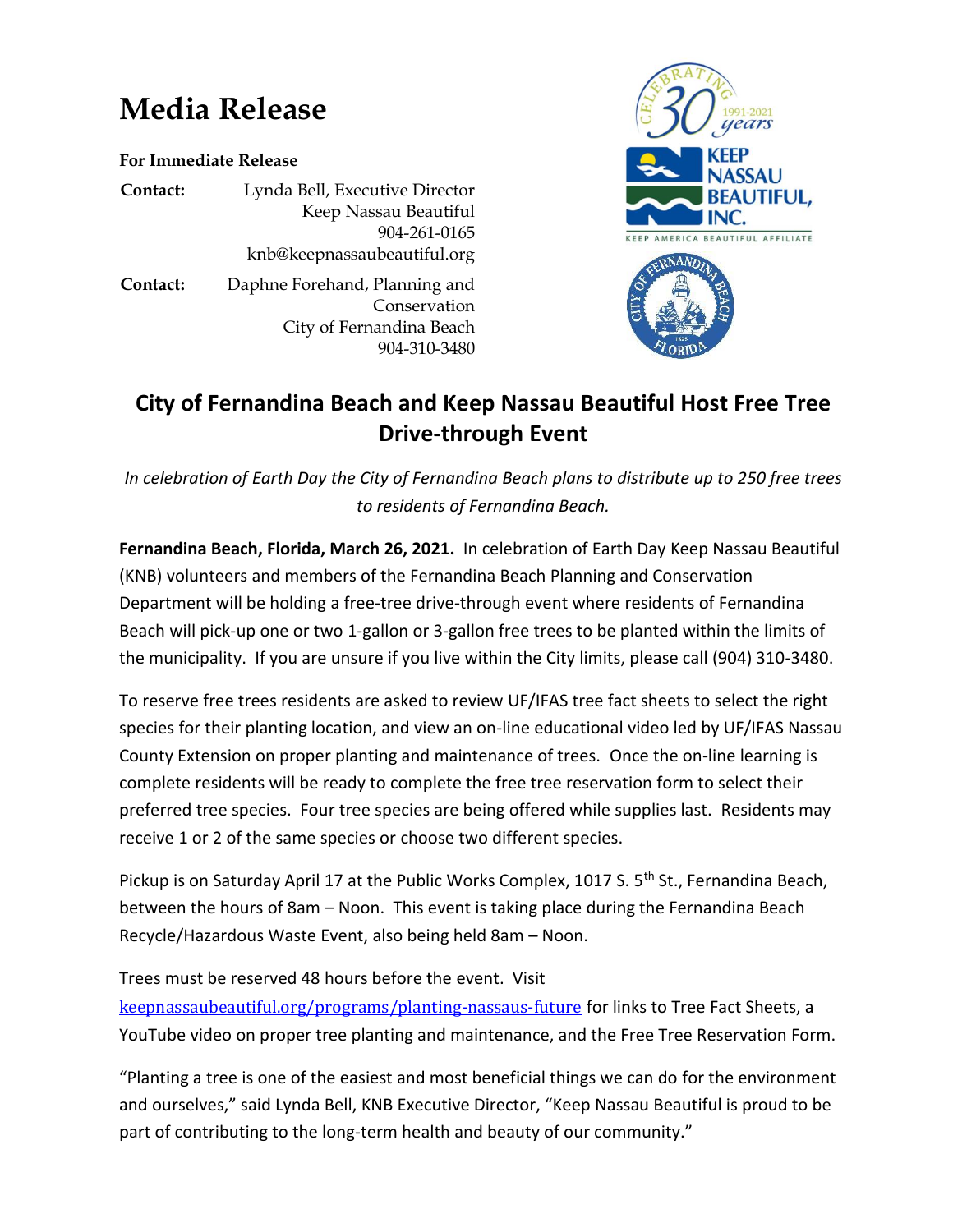# Media Release

**For Immediate Release**

**Contact:** Lynda Bell, Executive Director
Keep Nassau Beautiful
904-261-0165
knb@keepnassaubeautiful.org

**Contact:** Daphne Forehand, Planning and Conservation
City of Fernandina Beach
904-310-3480

## City of Fernandina Beach and Keep Nassau Beautiful Host Free Tree Drive-through Event

*In celebration of Earth Day the City of Fernandina Beach plans to distribute up to 250 free trees to residents of Fernandina Beach.*

**Fernandina Beach, Florida, March 26, 2021.** In celebration of Earth Day Keep Nassau Beautiful (KNB) volunteers and members of the Fernandina Beach Planning and Conservation Department will be holding a free-tree drive-through event where residents of Fernandina Beach will pick-up one or two 1-gallon or 3-gallon free trees to be planted within the limits of the municipality. If you are unsure if you live within the City limits, please call (904) 310-3480.

To reserve free trees residents are asked to review UF/IFAS tree fact sheets to select the right species for their planting location, and view an on-line educational video led by UF/IFAS Nassau County Extension on proper planting and maintenance of trees. Once the on-line learning is complete residents will be ready to complete the free tree reservation form to select their preferred tree species. Four tree species are being offered while supplies last. Residents may receive 1 or 2 of the same species or choose two different species.

Pickup is on Saturday April 17 at the Public Works Complex, 1017 S. 5th St., Fernandina Beach, between the hours of 8am – Noon. This event is taking place during the Fernandina Beach Recycle/Hazardous Waste Event, also being held 8am – Noon.

Trees must be reserved 48 hours before the event. Visit keepnassaubeautiful.org/programs/planting-nassaus-future for links to Tree Fact Sheets, a YouTube video on proper tree planting and maintenance, and the Free Tree Reservation Form.

"Planting a tree is one of the easiest and most beneficial things we can do for the environment and ourselves," said Lynda Bell, KNB Executive Director, "Keep Nassau Beautiful is proud to be part of contributing to the long-term health and beauty of our community."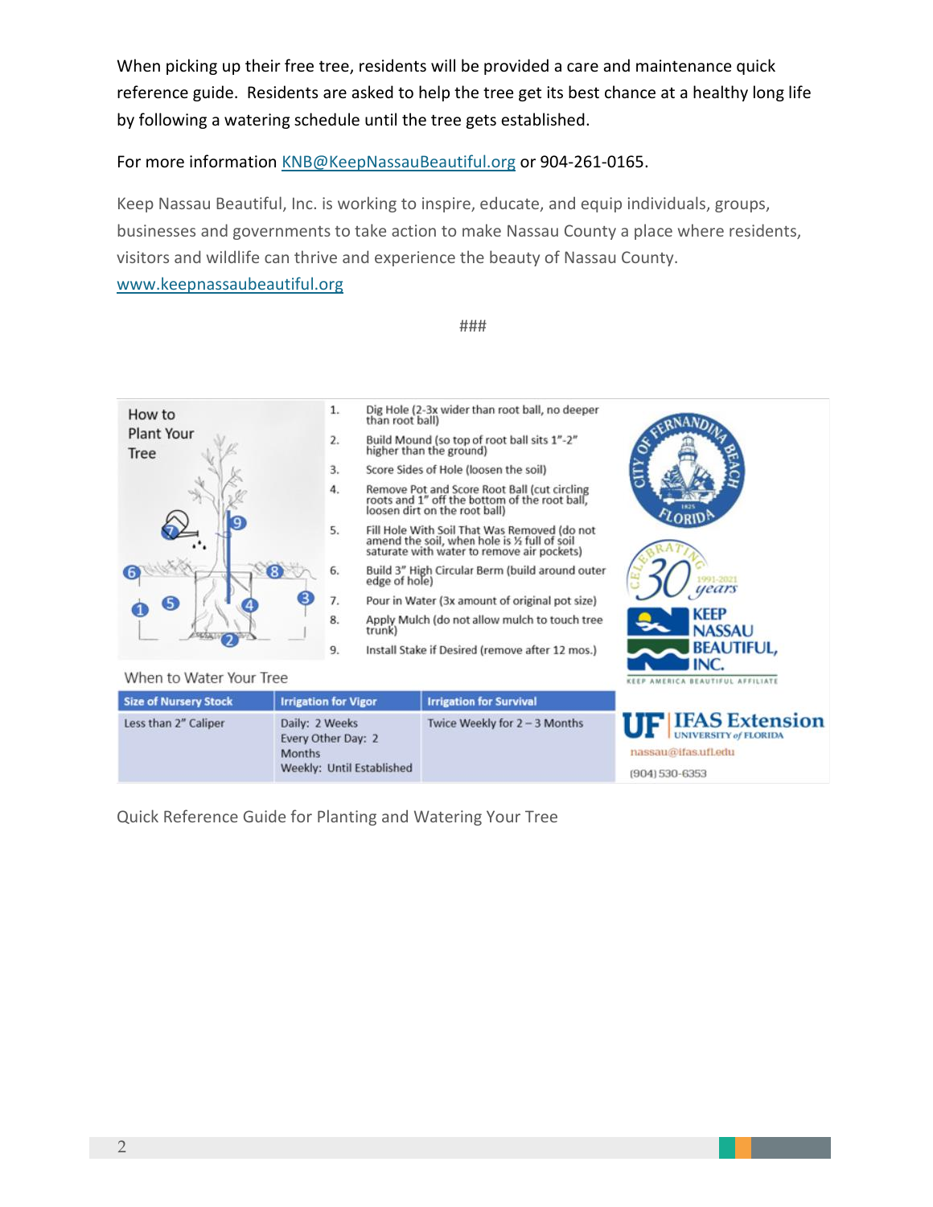When picking up their free tree, residents will be provided a care and maintenance quick reference guide. Residents are asked to help the tree get its best chance at a healthy long life by following a watering schedule until the tree gets established.

For more information KNB@KeepNassauBeautiful.org or 904-261-0165.

Keep Nassau Beautiful, Inc. is working to inspire, educate, and equip individuals, groups, businesses and governments to take action to make Nassau County a place where residents, visitors and wildlife can thrive and experience the beauty of Nassau County. www.keepnassaubeautiful.org

###

How to Plant Your Tree

1. Dig Hole (2-3x wider than root ball, no deeper than root ball)
2. Build Mound (so top of root ball sits 1"-2" higher than the ground)
3. Score Sides of Hole (loosen the soil)
4. Remove Pot and Score Root Ball (cut circling roots and 1" off the bottom of the root ball, loosen dirt on the root ball)
5. Fill Hole With Soil That Was Removed (do not amend the soil, when hole is ½ full of soil saturate with water to remove air pockets)
6. Build 3" High Circular Berm (build around outer edge of hole)
7. Pour in Water (3x amount of original pot size)
8. Apply Mulch (do not allow mulch to touch tree trunk)
9. Install Stake if Desired (remove after 12 mos.)

When to Water Your Tree

| Size of Nursery Stock | Irrigation for Vigor | Irrigation for Survival |
|---|---|---|
| Less than 2" Caliper | Daily: 2 Weeks<br>Every Other Day: 2 Months<br>Weekly: Until Established | Twice Weekly for 2 – 3 Months |

City of Fernandina Beach Florida

Celebrating 30 years 1991-2021 Keep Nassau Beautiful, Inc. Keep America Beautiful Affiliate

UF IFAS Extension University of Florida
nassau@ifas.ufl.edu
(904) 530-6353

Quick Reference Guide for Planting and Watering Your Tree